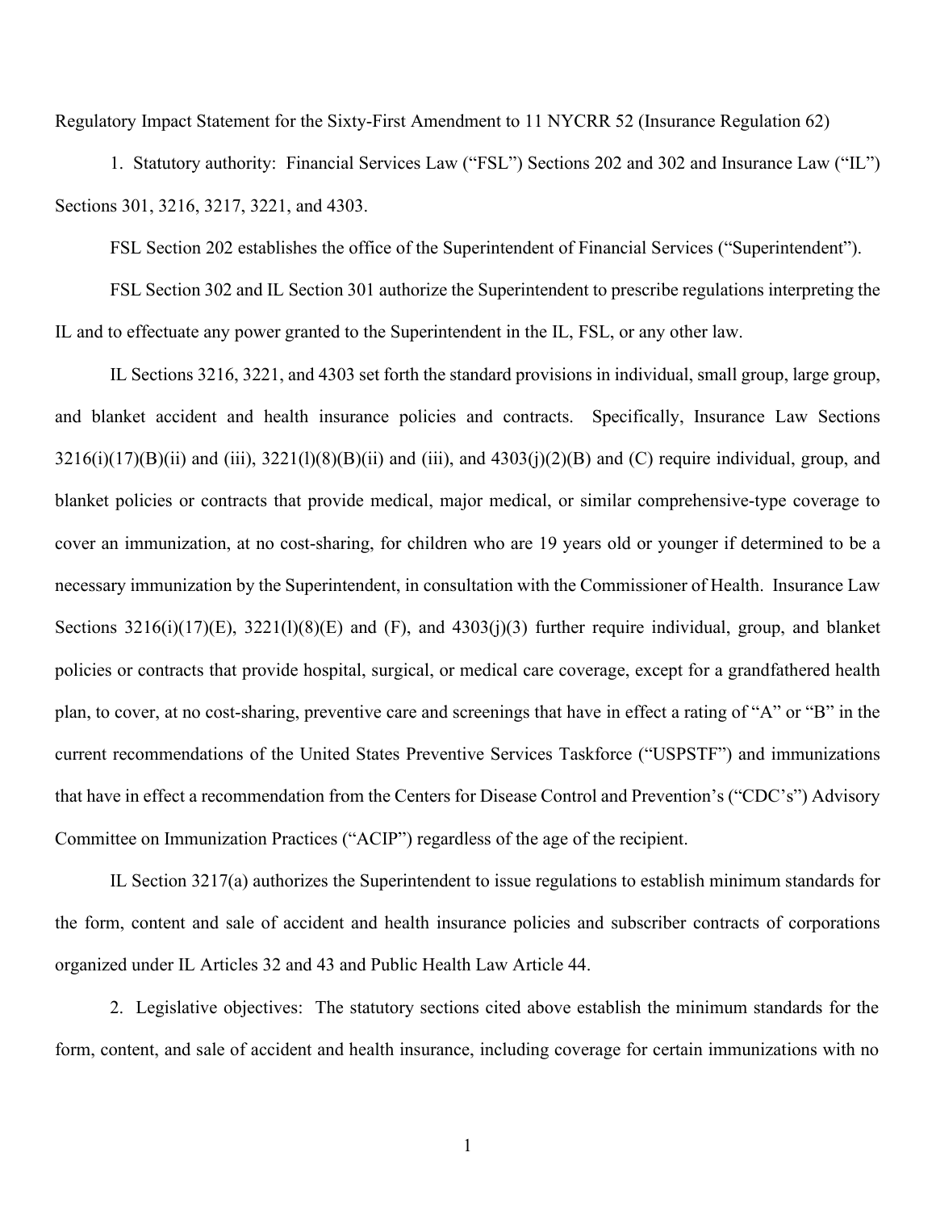Regulatory Impact Statement for the Sixty-First Amendment to 11 NYCRR 52 (Insurance Regulation 62)

1. Statutory authority: Financial Services Law ("FSL") Sections 202 and 302 and Insurance Law ("IL") Sections 301, 3216, 3217, 3221, and 4303.

FSL Section 202 establishes the office of the Superintendent of Financial Services ("Superintendent").

FSL Section 302 and IL Section 301 authorize the Superintendent to prescribe regulations interpreting the IL and to effectuate any power granted to the Superintendent in the IL, FSL, or any other law.

IL Sections 3216, 3221, and 4303 set forth the standard provisions in individual, small group, large group, and blanket accident and health insurance policies and contracts. Specifically, Insurance Law Sections 3216(i)(17)(B)(ii) and (iii), 3221(l)(8)(B)(ii) and (iii), and 4303(j)(2)(B) and (C) require individual, group, and blanket policies or contracts that provide medical, major medical, or similar comprehensive-type coverage to cover an immunization, at no cost-sharing, for children who are 19 years old or younger if determined to be a necessary immunization by the Superintendent, in consultation with the Commissioner of Health. Insurance Law Sections 3216(i)(17)(E), 3221(l)(8)(E) and (F), and 4303(j)(3) further require individual, group, and blanket policies or contracts that provide hospital, surgical, or medical care coverage, except for a grandfathered health plan, to cover, at no cost-sharing, preventive care and screenings that have in effect a rating of "A" or "B" in the current recommendations of the United States Preventive Services Taskforce ("USPSTF") and immunizations that have in effect a recommendation from the Centers for Disease Control and Prevention's ("CDC's") Advisory Committee on Immunization Practices ("ACIP") regardless of the age of the recipient.

IL Section 3217(a) authorizes the Superintendent to issue regulations to establish minimum standards for the form, content and sale of accident and health insurance policies and subscriber contracts of corporations organized under IL Articles 32 and 43 and Public Health Law Article 44.

2. Legislative objectives: The statutory sections cited above establish the minimum standards for the form, content, and sale of accident and health insurance, including coverage for certain immunizations with no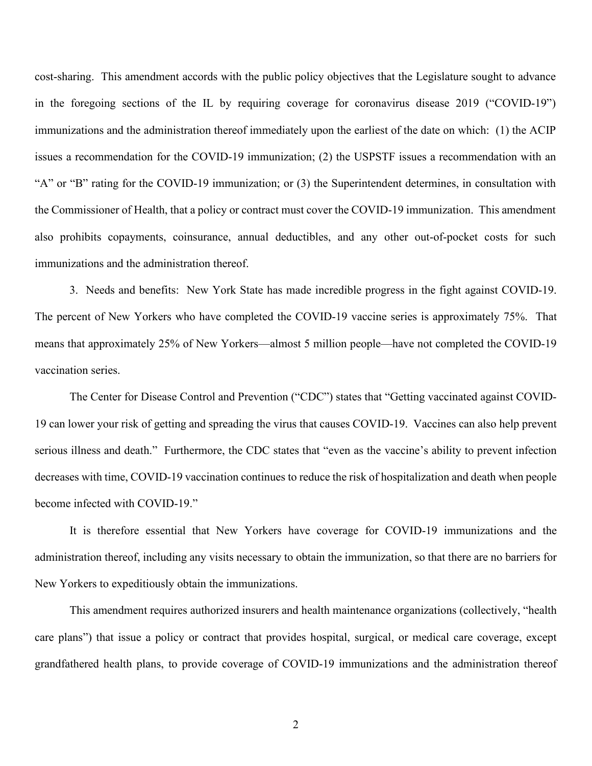cost-sharing. This amendment accords with the public policy objectives that the Legislature sought to advance in the foregoing sections of the IL by requiring coverage for coronavirus disease 2019 ("COVID-19") immunizations and the administration thereof immediately upon the earliest of the date on which: (1) the ACIP issues a recommendation for the COVID-19 immunization; (2) the USPSTF issues a recommendation with an "A" or "B" rating for the COVID-19 immunization; or (3) the Superintendent determines, in consultation with the Commissioner of Health, that a policy or contract must cover the COVID-19 immunization. This amendment also prohibits copayments, coinsurance, annual deductibles, and any other out-of-pocket costs for such immunizations and the administration thereof.

3. Needs and benefits: New York State has made incredible progress in the fight against COVID-19. The percent of New Yorkers who have completed the COVID-19 vaccine series is approximately 75%. That means that approximately 25% of New Yorkers—almost 5 million people—have not completed the COVID-19 vaccination series.

The Center for Disease Control and Prevention ("CDC") states that "Getting vaccinated against COVID-19 can lower your risk of getting and spreading the virus that causes COVID-19. Vaccines can also help prevent serious illness and death." Furthermore, the CDC states that "even as the vaccine's ability to prevent infection decreases with time, COVID-19 vaccination continues to reduce the risk of hospitalization and death when people become infected with COVID-19."

It is therefore essential that New Yorkers have coverage for COVID-19 immunizations and the administration thereof, including any visits necessary to obtain the immunization, so that there are no barriers for New Yorkers to expeditiously obtain the immunizations.

This amendment requires authorized insurers and health maintenance organizations (collectively, "health care plans") that issue a policy or contract that provides hospital, surgical, or medical care coverage, except grandfathered health plans, to provide coverage of COVID-19 immunizations and the administration thereof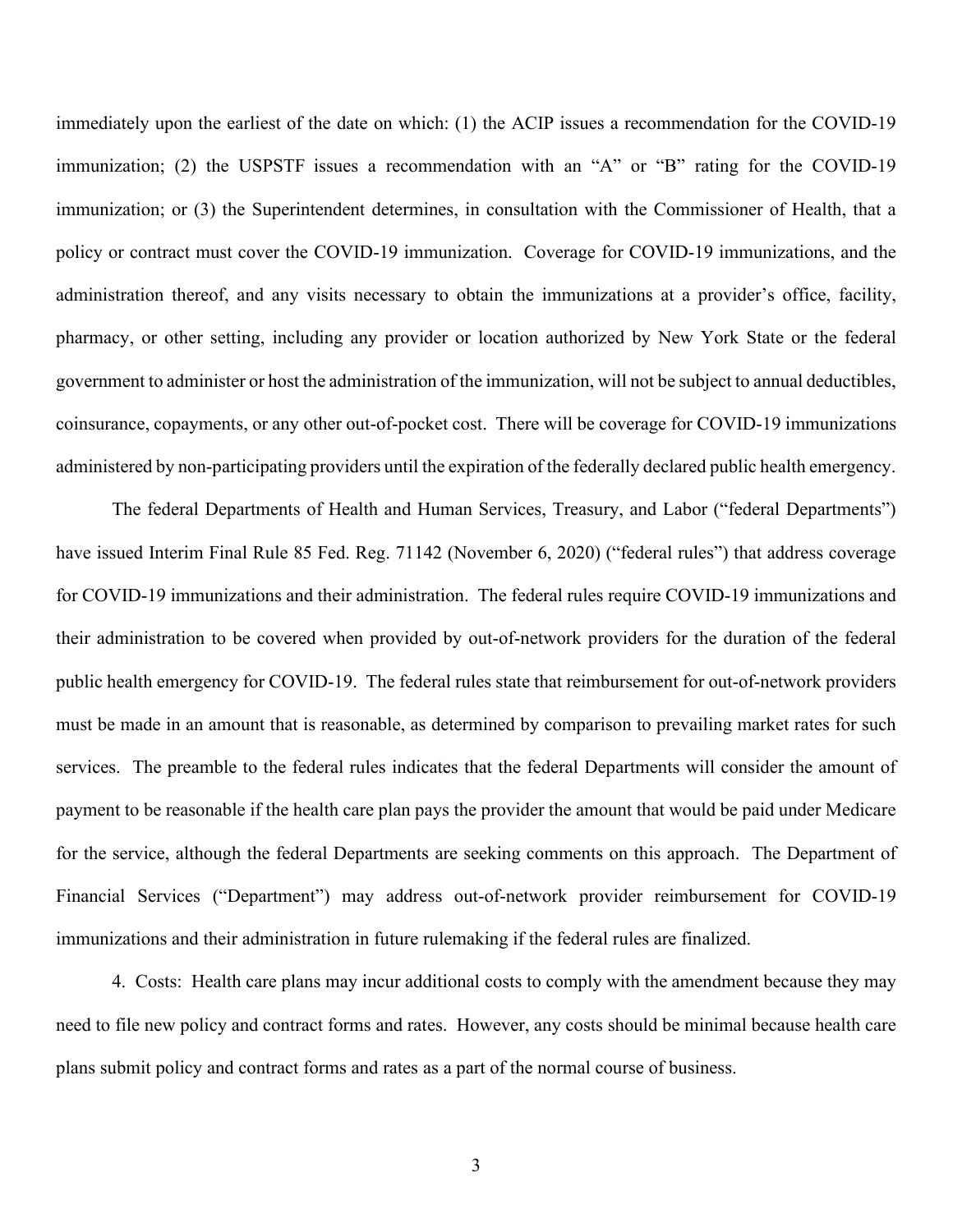immediately upon the earliest of the date on which: (1) the ACIP issues a recommendation for the COVID-19 immunization; (2) the USPSTF issues a recommendation with an "A" or "B" rating for the COVID-19 immunization; or (3) the Superintendent determines, in consultation with the Commissioner of Health, that a policy or contract must cover the COVID-19 immunization. Coverage for COVID-19 immunizations, and the administration thereof, and any visits necessary to obtain the immunizations at a provider's office, facility, pharmacy, or other setting, including any provider or location authorized by New York State or the federal government to administer or host the administration of the immunization, will not be subject to annual deductibles, coinsurance, copayments, or any other out-of-pocket cost. There will be coverage for COVID-19 immunizations administered by non-participating providers until the expiration of the federally declared public health emergency.

The federal Departments of Health and Human Services, Treasury, and Labor ("federal Departments") have issued Interim Final Rule 85 Fed. Reg. 71142 (November 6, 2020) ("federal rules") that address coverage for COVID-19 immunizations and their administration. The federal rules require COVID-19 immunizations and their administration to be covered when provided by out-of-network providers for the duration of the federal public health emergency for COVID-19. The federal rules state that reimbursement for out-of-network providers must be made in an amount that is reasonable, as determined by comparison to prevailing market rates for such services. The preamble to the federal rules indicates that the federal Departments will consider the amount of payment to be reasonable if the health care plan pays the provider the amount that would be paid under Medicare for the service, although the federal Departments are seeking comments on this approach. The Department of Financial Services ("Department") may address out-of-network provider reimbursement for COVID-19 immunizations and their administration in future rulemaking if the federal rules are finalized.

4. Costs: Health care plans may incur additional costs to comply with the amendment because they may need to file new policy and contract forms and rates. However, any costs should be minimal because health care plans submit policy and contract forms and rates as a part of the normal course of business.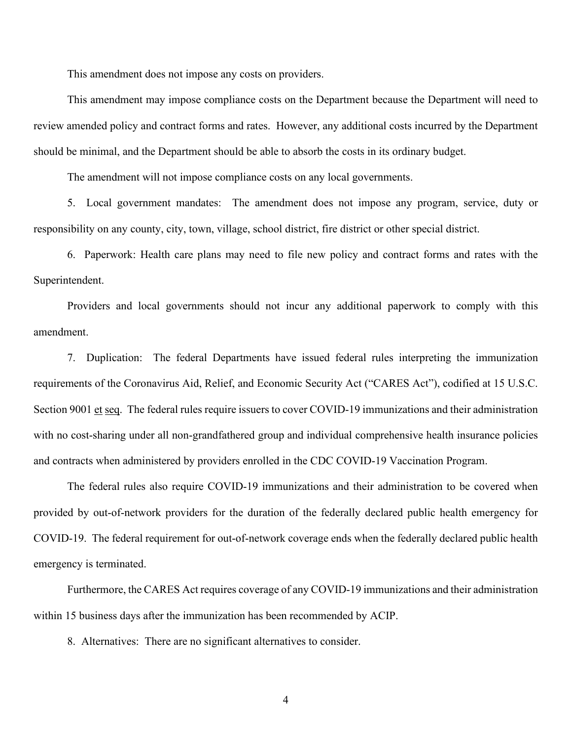This amendment does not impose any costs on providers.

This amendment may impose compliance costs on the Department because the Department will need to review amended policy and contract forms and rates. However, any additional costs incurred by the Department should be minimal, and the Department should be able to absorb the costs in its ordinary budget.

The amendment will not impose compliance costs on any local governments.

5. Local government mandates: The amendment does not impose any program, service, duty or responsibility on any county, city, town, village, school district, fire district or other special district.

6. Paperwork: Health care plans may need to file new policy and contract forms and rates with the Superintendent.

Providers and local governments should not incur any additional paperwork to comply with this amendment.

7. Duplication: The federal Departments have issued federal rules interpreting the immunization requirements of the Coronavirus Aid, Relief, and Economic Security Act ("CARES Act"), codified at 15 U.S.C. Section 9001 et seq. The federal rules require issuers to cover COVID-19 immunizations and their administration with no cost-sharing under all non-grandfathered group and individual comprehensive health insurance policies and contracts when administered by providers enrolled in the CDC COVID-19 Vaccination Program.

The federal rules also require COVID-19 immunizations and their administration to be covered when provided by out-of-network providers for the duration of the federally declared public health emergency for COVID-19. The federal requirement for out-of-network coverage ends when the federally declared public health emergency is terminated.

Furthermore, the CARES Act requires coverage of any COVID-19 immunizations and their administration within 15 business days after the immunization has been recommended by ACIP.

8. Alternatives: There are no significant alternatives to consider.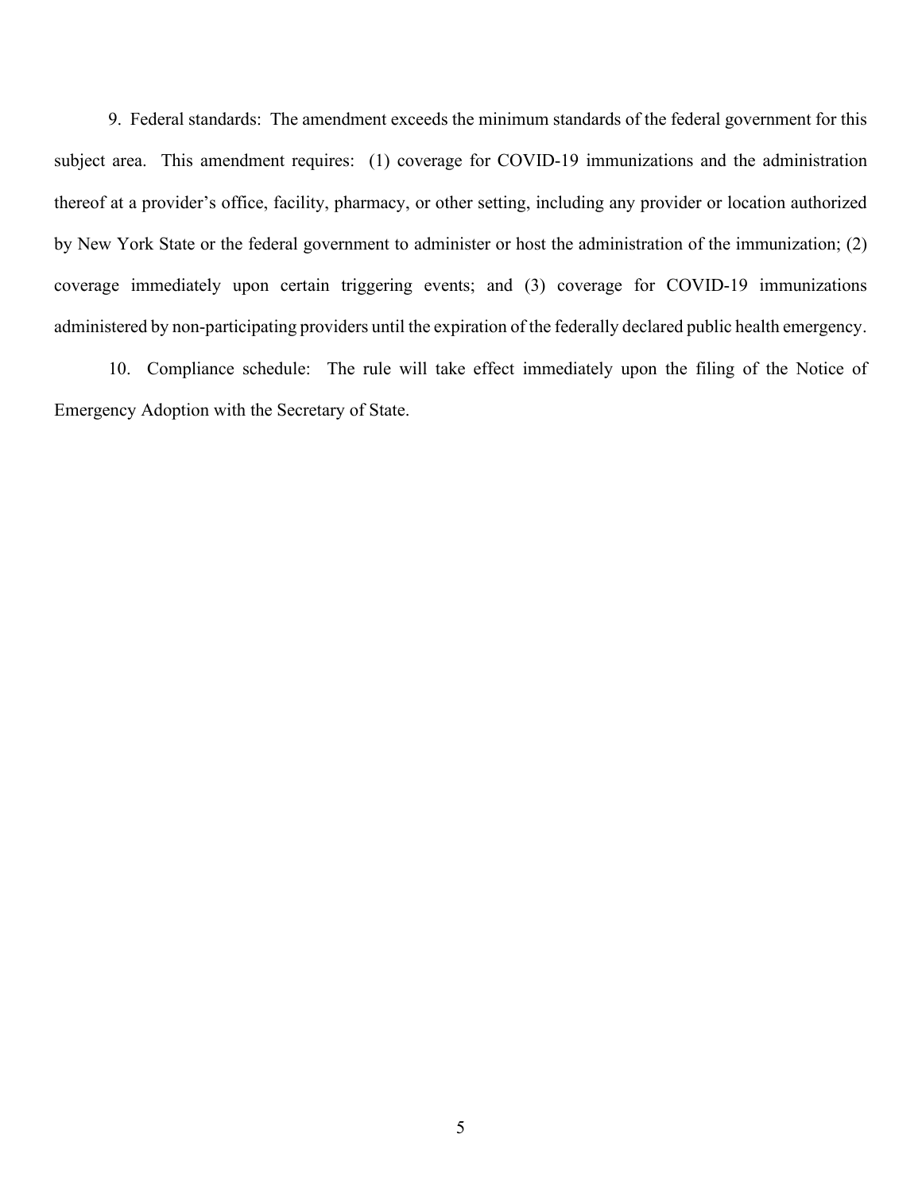9. Federal standards: The amendment exceeds the minimum standards of the federal government for this subject area. This amendment requires: (1) coverage for COVID-19 immunizations and the administration thereof at a provider's office, facility, pharmacy, or other setting, including any provider or location authorized by New York State or the federal government to administer or host the administration of the immunization; (2) coverage immediately upon certain triggering events; and (3) coverage for COVID-19 immunizations administered by non-participating providers until the expiration of the federally declared public health emergency.

10. Compliance schedule: The rule will take effect immediately upon the filing of the Notice of Emergency Adoption with the Secretary of State.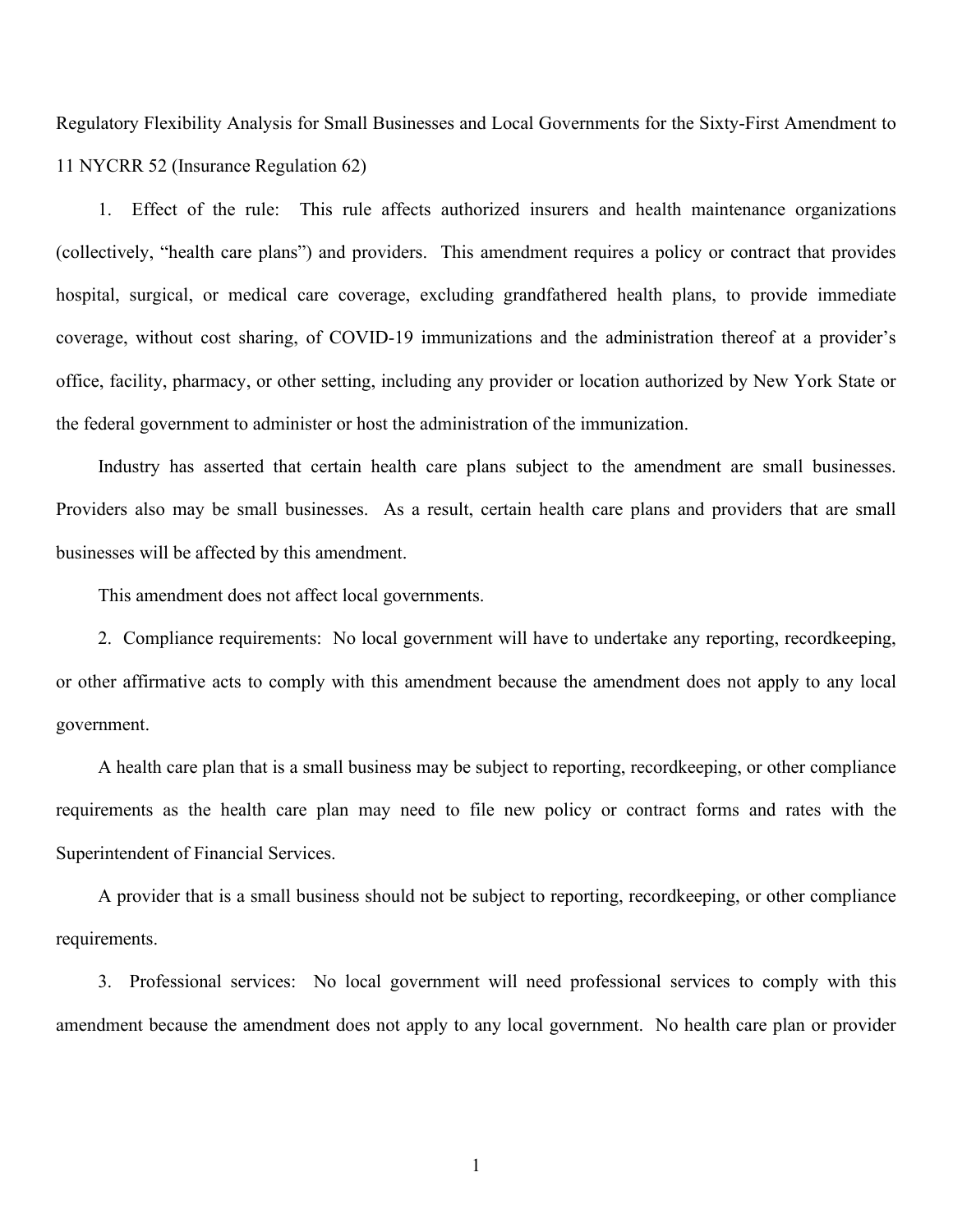Regulatory Flexibility Analysis for Small Businesses and Local Governments for the Sixty-First Amendment to 11 NYCRR 52 (Insurance Regulation 62)

1. Effect of the rule: This rule affects authorized insurers and health maintenance organizations (collectively, "health care plans") and providers. This amendment requires a policy or contract that provides hospital, surgical, or medical care coverage, excluding grandfathered health plans, to provide immediate coverage, without cost sharing, of COVID-19 immunizations and the administration thereof at a provider's office, facility, pharmacy, or other setting, including any provider or location authorized by New York State or the federal government to administer or host the administration of the immunization.

Industry has asserted that certain health care plans subject to the amendment are small businesses. Providers also may be small businesses. As a result, certain health care plans and providers that are small businesses will be affected by this amendment.

This amendment does not affect local governments.

2. Compliance requirements: No local government will have to undertake any reporting, recordkeeping, or other affirmative acts to comply with this amendment because the amendment does not apply to any local government.

A health care plan that is a small business may be subject to reporting, recordkeeping, or other compliance requirements as the health care plan may need to file new policy or contract forms and rates with the Superintendent of Financial Services.

A provider that is a small business should not be subject to reporting, recordkeeping, or other compliance requirements.

3. Professional services: No local government will need professional services to comply with this amendment because the amendment does not apply to any local government. No health care plan or provider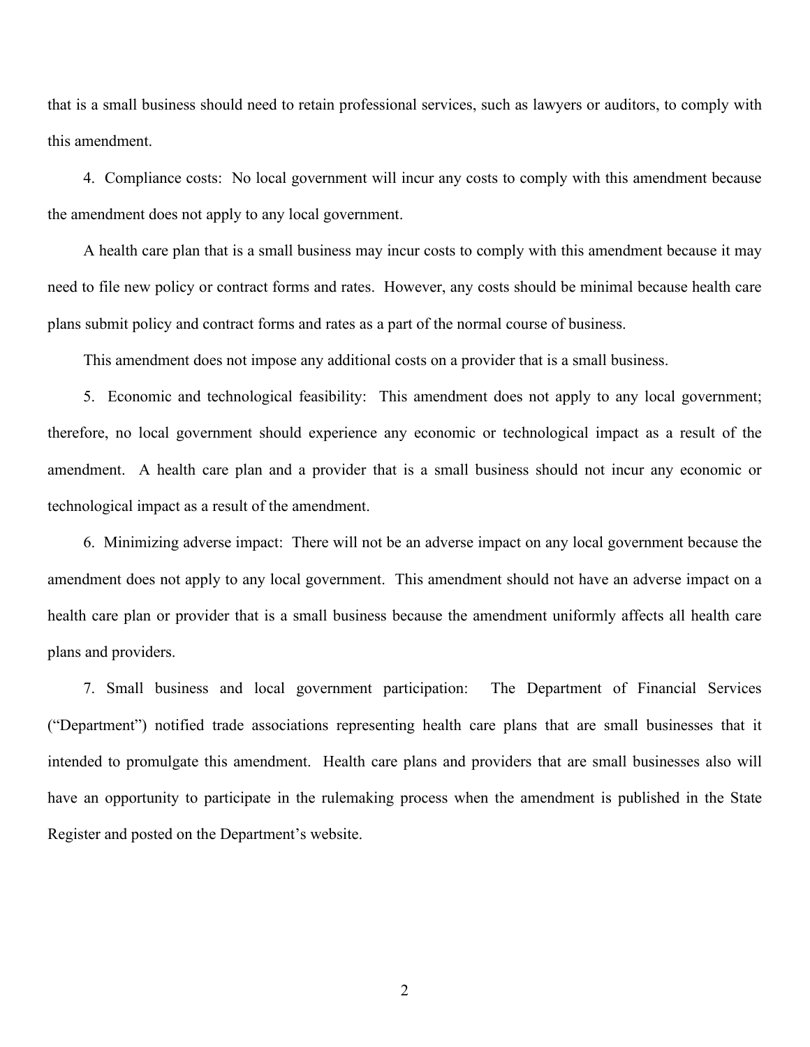that is a small business should need to retain professional services, such as lawyers or auditors, to comply with this amendment.

4. Compliance costs: No local government will incur any costs to comply with this amendment because the amendment does not apply to any local government.

A health care plan that is a small business may incur costs to comply with this amendment because it may need to file new policy or contract forms and rates. However, any costs should be minimal because health care plans submit policy and contract forms and rates as a part of the normal course of business.

This amendment does not impose any additional costs on a provider that is a small business.

5. Economic and technological feasibility: This amendment does not apply to any local government; therefore, no local government should experience any economic or technological impact as a result of the amendment. A health care plan and a provider that is a small business should not incur any economic or technological impact as a result of the amendment.

6. Minimizing adverse impact: There will not be an adverse impact on any local government because the amendment does not apply to any local government. This amendment should not have an adverse impact on a health care plan or provider that is a small business because the amendment uniformly affects all health care plans and providers.

7. Small business and local government participation: The Department of Financial Services ("Department") notified trade associations representing health care plans that are small businesses that it intended to promulgate this amendment. Health care plans and providers that are small businesses also will have an opportunity to participate in the rulemaking process when the amendment is published in the State Register and posted on the Department's website.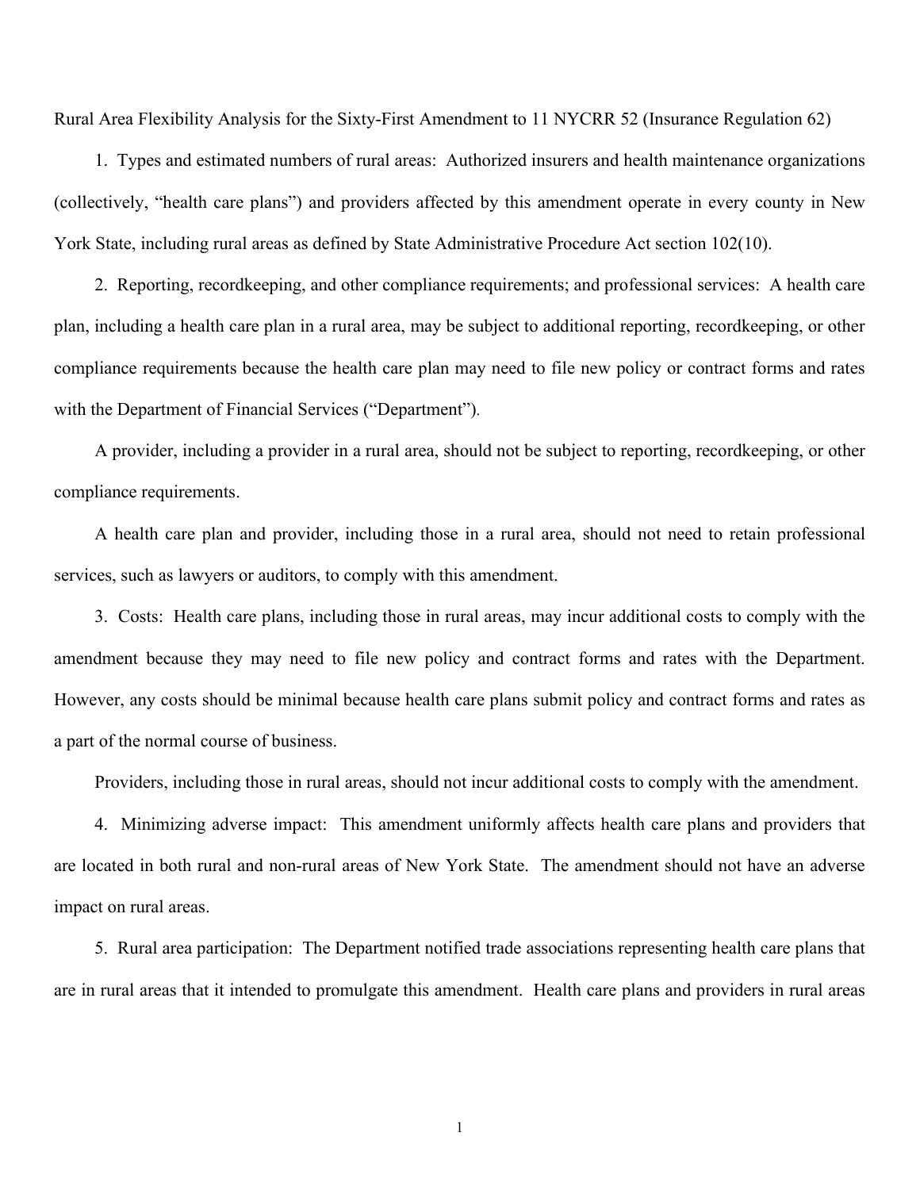Rural Area Flexibility Analysis for the Sixty-First Amendment to 11 NYCRR 52 (Insurance Regulation 62)

1. Types and estimated numbers of rural areas: Authorized insurers and health maintenance organizations (collectively, "health care plans") and providers affected by this amendment operate in every county in New York State, including rural areas as defined by State Administrative Procedure Act section 102(10).

2. Reporting, recordkeeping, and other compliance requirements; and professional services: A health care plan, including a health care plan in a rural area, may be subject to additional reporting, recordkeeping, or other compliance requirements because the health care plan may need to file new policy or contract forms and rates with the Department of Financial Services ("Department").

A provider, including a provider in a rural area, should not be subject to reporting, recordkeeping, or other compliance requirements.

A health care plan and provider, including those in a rural area, should not need to retain professional services, such as lawyers or auditors, to comply with this amendment.

3. Costs: Health care plans, including those in rural areas, may incur additional costs to comply with the amendment because they may need to file new policy and contract forms and rates with the Department. However, any costs should be minimal because health care plans submit policy and contract forms and rates as a part of the normal course of business.

Providers, including those in rural areas, should not incur additional costs to comply with the amendment.

4. Minimizing adverse impact: This amendment uniformly affects health care plans and providers that are located in both rural and non-rural areas of New York State. The amendment should not have an adverse impact on rural areas.

5. Rural area participation: The Department notified trade associations representing health care plans that are in rural areas that it intended to promulgate this amendment. Health care plans and providers in rural areas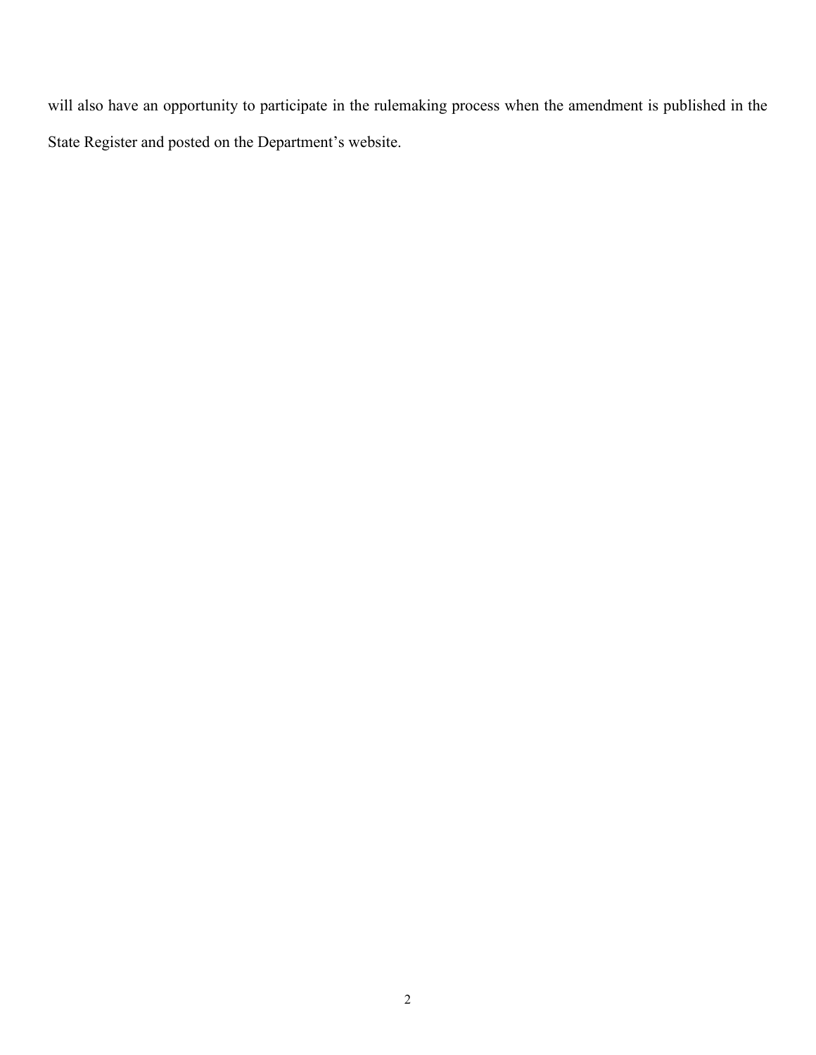will also have an opportunity to participate in the rulemaking process when the amendment is published in the State Register and posted on the Department's website.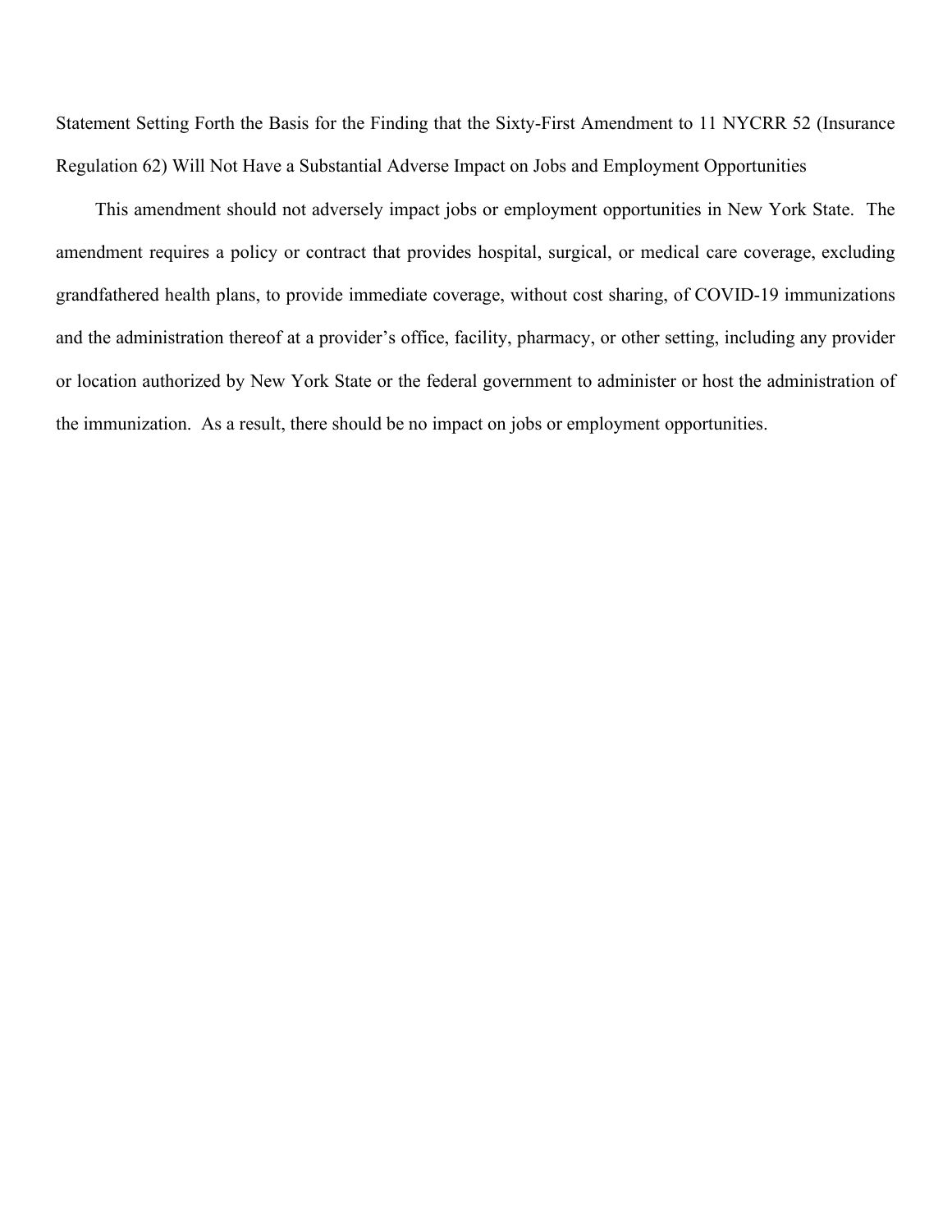Statement Setting Forth the Basis for the Finding that the Sixty-First Amendment to 11 NYCRR 52 (Insurance Regulation 62) Will Not Have a Substantial Adverse Impact on Jobs and Employment Opportunities

This amendment should not adversely impact jobs or employment opportunities in New York State. The amendment requires a policy or contract that provides hospital, surgical, or medical care coverage, excluding grandfathered health plans, to provide immediate coverage, without cost sharing, of COVID-19 immunizations and the administration thereof at a provider's office, facility, pharmacy, or other setting, including any provider or location authorized by New York State or the federal government to administer or host the administration of the immunization. As a result, there should be no impact on jobs or employment opportunities.